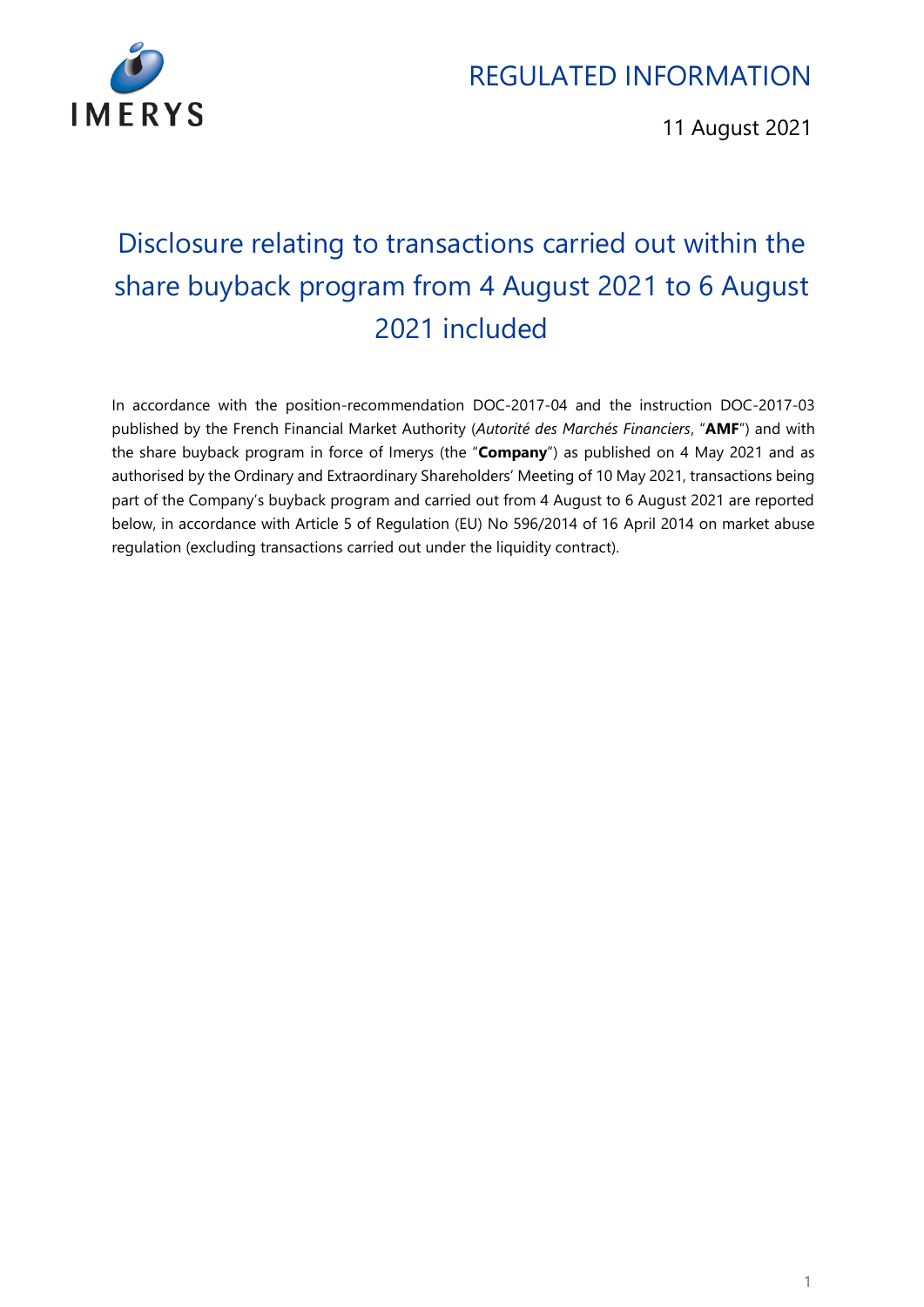IMERYS

REGULATED INFORMATION

11 August 2021

# Disclosure relating to transactions carried out within the share buyback program from 4 August 2021 to 6 August 2021 included

In accordance with the position-recommendation DOC-2017-04 and the instruction DOC-2017-03 published by the French Financial Market Authority (*Autorité des Marchés Financiers*, "**AMF**") and with the share buyback program in force of Imerys (the "**Company**") as published on 4 May 2021 and as authorised by the Ordinary and Extraordinary Shareholders' Meeting of 10 May 2021, transactions being part of the Company's buyback program and carried out from 4 August to 6 August 2021 are reported below, in accordance with Article 5 of Regulation (EU) No 596/2014 of 16 April 2014 on market abuse regulation (excluding transactions carried out under the liquidity contract).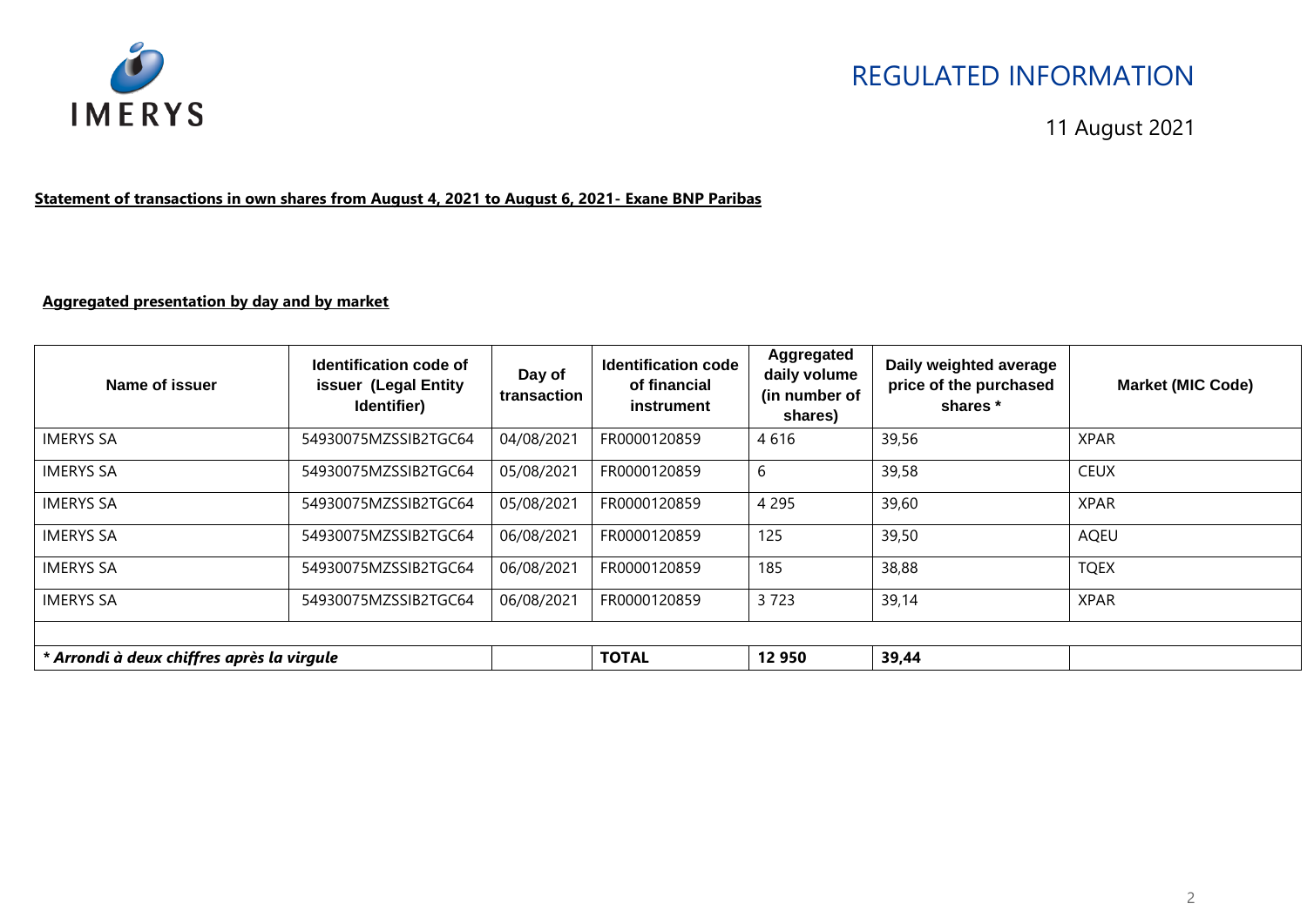REGULATED INFORMATION

11 August 2021

**Statement of transactions in own shares from August 4, 2021 to August 6, 2021- Exane BNP Paribas**

**Aggregated presentation by day and by market**

| Name of issuer | Identification code of issuer (Legal Entity Identifier) | Day of transaction | Identification code of financial instrument | Aggregated daily volume (in number of shares) | Daily weighted average price of the purchased shares * | Market (MIC Code) |
|---|---|---|---|---|---|---|
| IMERYS SA | 54930075MZSSIB2TGC64 | 04/08/2021 | FR0000120859 | 4 616 | 39,56 | XPAR |
| IMERYS SA | 54930075MZSSIB2TGC64 | 05/08/2021 | FR0000120859 | 6 | 39,58 | CEUX |
| IMERYS SA | 54930075MZSSIB2TGC64 | 05/08/2021 | FR0000120859 | 4 295 | 39,60 | XPAR |
| IMERYS SA | 54930075MZSSIB2TGC64 | 06/08/2021 | FR0000120859 | 125 | 39,50 | AQEU |
| IMERYS SA | 54930075MZSSIB2TGC64 | 06/08/2021 | FR0000120859 | 185 | 38,88 | TQEX |
| IMERYS SA | 54930075MZSSIB2TGC64 | 06/08/2021 | FR0000120859 | 3 723 | 39,14 | XPAR |
| | | | | | | |
| ***\* Arrondi à deux chiffres après la virgule*** | | | **TOTAL** | **12 950** | **39,44** | |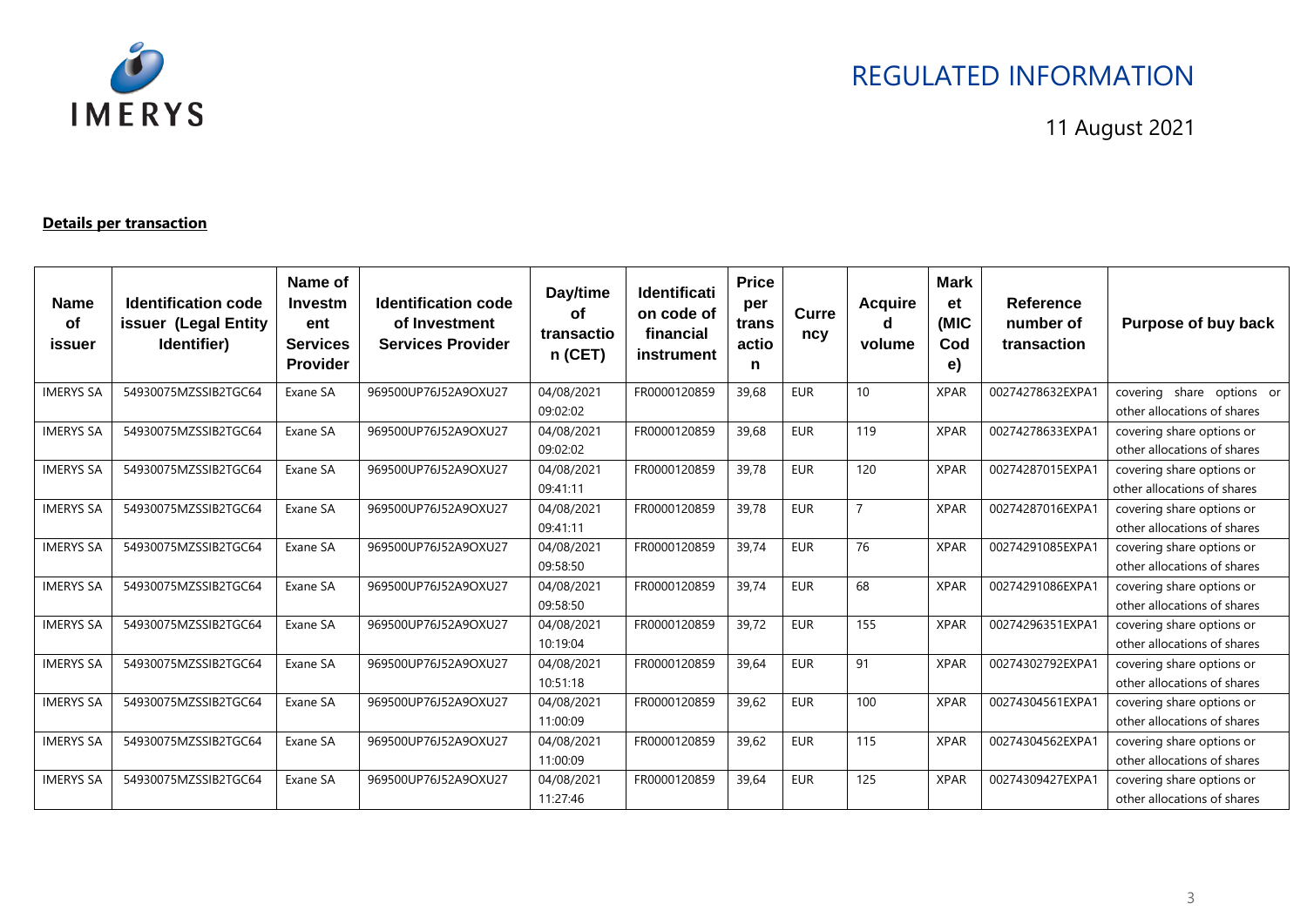# REGULATED INFORMATION

11 August 2021

**Details per transaction**

| Name of issuer | Identification code issuer (Legal Entity Identifier) | Name of Investment Services Provider | Identification code of Investment Services Provider | Day/time of transaction (CET) | Identification code of financial instrument | Price per transaction | Currency | Acquired volume | Market (MIC Code) | Reference number of transaction | Purpose of buy back |
|---|---|---|---|---|---|---|---|---|---|---|---|
| IMERYS SA | 54930075MZSSIB2TGC64 | Exane SA | 969500UP76J52A9OXU27 | 04/08/2021 09:02:02 | FR0000120859 | 39,68 | EUR | 10 | XPAR | 00274278632EXPA1 | covering share options or other allocations of shares |
| IMERYS SA | 54930075MZSSIB2TGC64 | Exane SA | 969500UP76J52A9OXU27 | 04/08/2021 09:02:02 | FR0000120859 | 39,68 | EUR | 119 | XPAR | 00274278633EXPA1 | covering share options or other allocations of shares |
| IMERYS SA | 54930075MZSSIB2TGC64 | Exane SA | 969500UP76J52A9OXU27 | 04/08/2021 09:41:11 | FR0000120859 | 39,78 | EUR | 120 | XPAR | 00274287015EXPA1 | covering share options or other allocations of shares |
| IMERYS SA | 54930075MZSSIB2TGC64 | Exane SA | 969500UP76J52A9OXU27 | 04/08/2021 09:41:11 | FR0000120859 | 39,78 | EUR | 7 | XPAR | 00274287016EXPA1 | covering share options or other allocations of shares |
| IMERYS SA | 54930075MZSSIB2TGC64 | Exane SA | 969500UP76J52A9OXU27 | 04/08/2021 09:58:50 | FR0000120859 | 39,74 | EUR | 76 | XPAR | 00274291085EXPA1 | covering share options or other allocations of shares |
| IMERYS SA | 54930075MZSSIB2TGC64 | Exane SA | 969500UP76J52A9OXU27 | 04/08/2021 09:58:50 | FR0000120859 | 39,74 | EUR | 68 | XPAR | 00274291086EXPA1 | covering share options or other allocations of shares |
| IMERYS SA | 54930075MZSSIB2TGC64 | Exane SA | 969500UP76J52A9OXU27 | 04/08/2021 10:19:04 | FR0000120859 | 39,72 | EUR | 155 | XPAR | 00274296351EXPA1 | covering share options or other allocations of shares |
| IMERYS SA | 54930075MZSSIB2TGC64 | Exane SA | 969500UP76J52A9OXU27 | 04/08/2021 10:51:18 | FR0000120859 | 39,64 | EUR | 91 | XPAR | 00274302792EXPA1 | covering share options or other allocations of shares |
| IMERYS SA | 54930075MZSSIB2TGC64 | Exane SA | 969500UP76J52A9OXU27 | 04/08/2021 11:00:09 | FR0000120859 | 39,62 | EUR | 100 | XPAR | 00274304561EXPA1 | covering share options or other allocations of shares |
| IMERYS SA | 54930075MZSSIB2TGC64 | Exane SA | 969500UP76J52A9OXU27 | 04/08/2021 11:00:09 | FR0000120859 | 39,62 | EUR | 115 | XPAR | 00274304562EXPA1 | covering share options or other allocations of shares |
| IMERYS SA | 54930075MZSSIB2TGC64 | Exane SA | 969500UP76J52A9OXU27 | 04/08/2021 11:27:46 | FR0000120859 | 39,64 | EUR | 125 | XPAR | 00274309427EXPA1 | covering share options or other allocations of shares |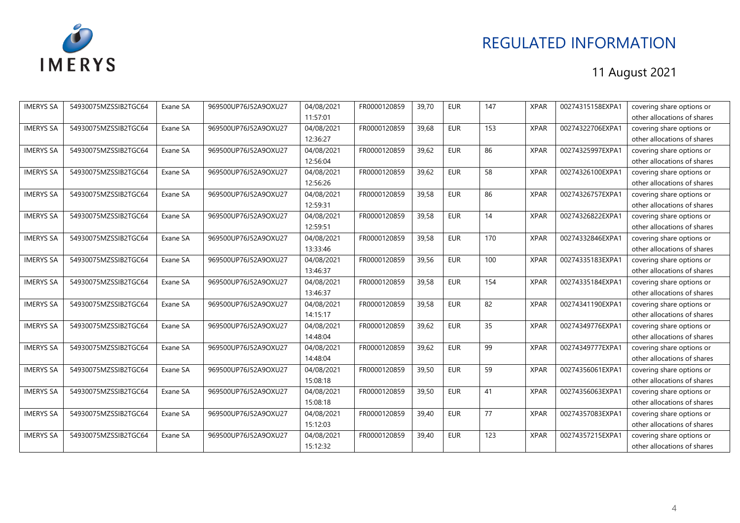| | | | | | | | | | | | |
|---|---|---|---|---|---|---|---|---|---|---|---|
| IMERYS SA | 54930075MZSSIB2TGC64 | Exane SA | 969500UP76J52A9OXU27 | 04/08/2021 11:57:01 | FR0000120859 | 39,70 | EUR | 147 | XPAR | 00274315158EXPA1 | covering share options or other allocations of shares |
| IMERYS SA | 54930075MZSSIB2TGC64 | Exane SA | 969500UP76J52A9OXU27 | 04/08/2021 12:36:27 | FR0000120859 | 39,68 | EUR | 153 | XPAR | 00274322706EXPA1 | covering share options or other allocations of shares |
| IMERYS SA | 54930075MZSSIB2TGC64 | Exane SA | 969500UP76J52A9OXU27 | 04/08/2021 12:56:04 | FR0000120859 | 39,62 | EUR | 86 | XPAR | 00274325997EXPA1 | covering share options or other allocations of shares |
| IMERYS SA | 54930075MZSSIB2TGC64 | Exane SA | 969500UP76J52A9OXU27 | 04/08/2021 12:56:26 | FR0000120859 | 39,62 | EUR | 58 | XPAR | 00274326100EXPA1 | covering share options or other allocations of shares |
| IMERYS SA | 54930075MZSSIB2TGC64 | Exane SA | 969500UP76J52A9OXU27 | 04/08/2021 12:59:31 | FR0000120859 | 39,58 | EUR | 86 | XPAR | 00274326757EXPA1 | covering share options or other allocations of shares |
| IMERYS SA | 54930075MZSSIB2TGC64 | Exane SA | 969500UP76J52A9OXU27 | 04/08/2021 12:59:51 | FR0000120859 | 39,58 | EUR | 14 | XPAR | 00274326822EXPA1 | covering share options or other allocations of shares |
| IMERYS SA | 54930075MZSSIB2TGC64 | Exane SA | 969500UP76J52A9OXU27 | 04/08/2021 13:33:46 | FR0000120859 | 39,58 | EUR | 170 | XPAR | 00274332846EXPA1 | covering share options or other allocations of shares |
| IMERYS SA | 54930075MZSSIB2TGC64 | Exane SA | 969500UP76J52A9OXU27 | 04/08/2021 13:46:37 | FR0000120859 | 39,56 | EUR | 100 | XPAR | 00274335183EXPA1 | covering share options or other allocations of shares |
| IMERYS SA | 54930075MZSSIB2TGC64 | Exane SA | 969500UP76J52A9OXU27 | 04/08/2021 13:46:37 | FR0000120859 | 39,58 | EUR | 154 | XPAR | 00274335184EXPA1 | covering share options or other allocations of shares |
| IMERYS SA | 54930075MZSSIB2TGC64 | Exane SA | 969500UP76J52A9OXU27 | 04/08/2021 14:15:17 | FR0000120859 | 39,58 | EUR | 82 | XPAR | 00274341190EXPA1 | covering share options or other allocations of shares |
| IMERYS SA | 54930075MZSSIB2TGC64 | Exane SA | 969500UP76J52A9OXU27 | 04/08/2021 14:48:04 | FR0000120859 | 39,62 | EUR | 35 | XPAR | 00274349776EXPA1 | covering share options or other allocations of shares |
| IMERYS SA | 54930075MZSSIB2TGC64 | Exane SA | 969500UP76J52A9OXU27 | 04/08/2021 14:48:04 | FR0000120859 | 39,62 | EUR | 99 | XPAR | 00274349777EXPA1 | covering share options or other allocations of shares |
| IMERYS SA | 54930075MZSSIB2TGC64 | Exane SA | 969500UP76J52A9OXU27 | 04/08/2021 15:08:18 | FR0000120859 | 39,50 | EUR | 59 | XPAR | 00274356061EXPA1 | covering share options or other allocations of shares |
| IMERYS SA | 54930075MZSSIB2TGC64 | Exane SA | 969500UP76J52A9OXU27 | 04/08/2021 15:08:18 | FR0000120859 | 39,50 | EUR | 41 | XPAR | 00274356063EXPA1 | covering share options or other allocations of shares |
| IMERYS SA | 54930075MZSSIB2TGC64 | Exane SA | 969500UP76J52A9OXU27 | 04/08/2021 15:12:03 | FR0000120859 | 39,40 | EUR | 77 | XPAR | 00274357083EXPA1 | covering share options or other allocations of shares |
| IMERYS SA | 54930075MZSSIB2TGC64 | Exane SA | 969500UP76J52A9OXU27 | 04/08/2021 15:12:32 | FR0000120859 | 39,40 | EUR | 123 | XPAR | 00274357215EXPA1 | covering share options or other allocations of shares |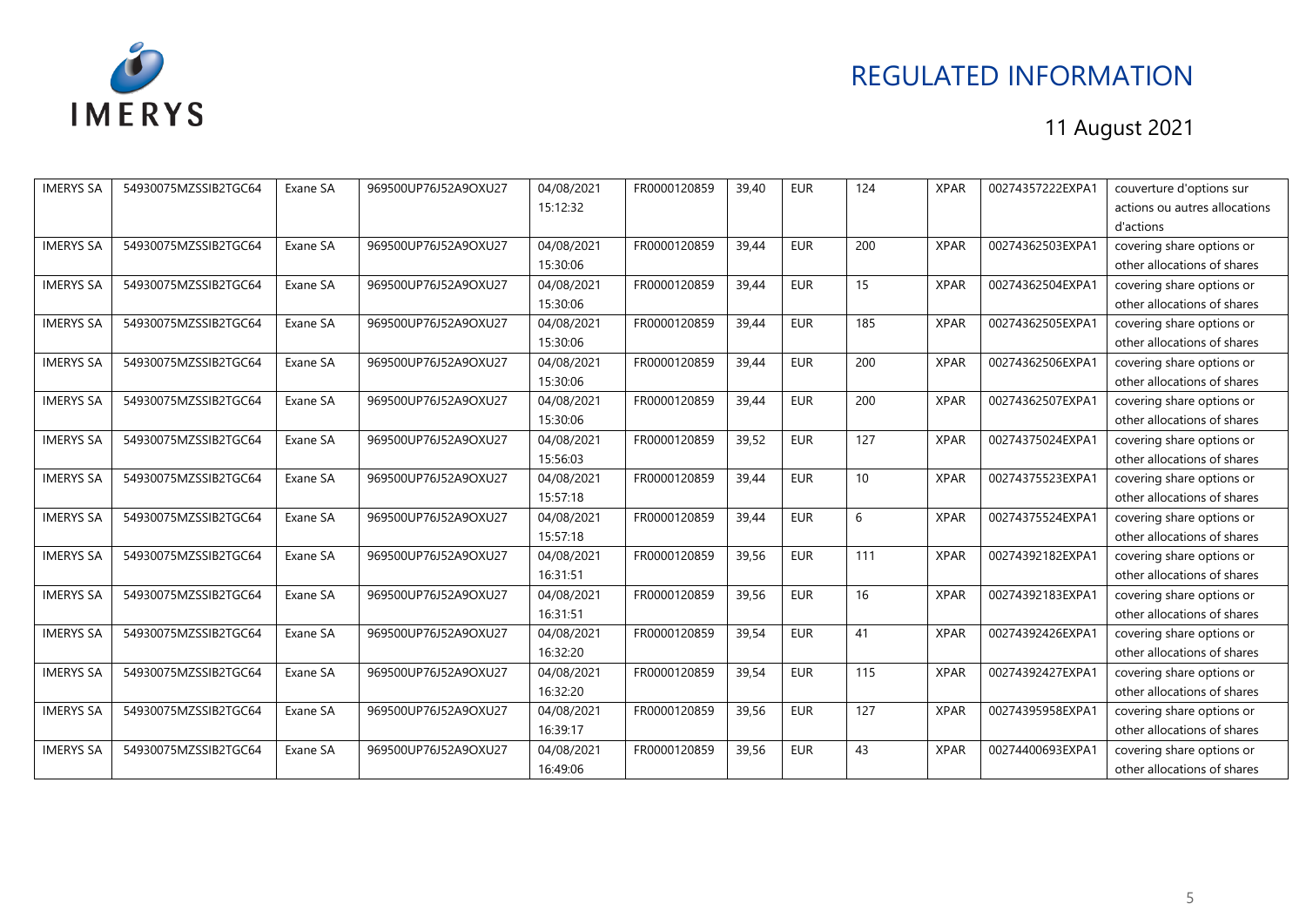| IMERYS SA | 54930075MZSSIB2TGC64 | Exane SA | 969500UP76J52A9OXU27 | 04/08/2021 15:12:32 | FR0000120859 | 39,40 | EUR | 124 | XPAR | 00274357222EXPA1 | couverture d'options sur actions ou autres allocations d'actions |
|---|---|---|---|---|---|---|---|---|---|---|---|
| IMERYS SA | 54930075MZSSIB2TGC64 | Exane SA | 969500UP76J52A9OXU27 | 04/08/2021 15:30:06 | FR0000120859 | 39,44 | EUR | 200 | XPAR | 00274362503EXPA1 | covering share options or other allocations of shares |
| IMERYS SA | 54930075MZSSIB2TGC64 | Exane SA | 969500UP76J52A9OXU27 | 04/08/2021 15:30:06 | FR0000120859 | 39,44 | EUR | 15 | XPAR | 00274362504EXPA1 | covering share options or other allocations of shares |
| IMERYS SA | 54930075MZSSIB2TGC64 | Exane SA | 969500UP76J52A9OXU27 | 04/08/2021 15:30:06 | FR0000120859 | 39,44 | EUR | 185 | XPAR | 00274362505EXPA1 | covering share options or other allocations of shares |
| IMERYS SA | 54930075MZSSIB2TGC64 | Exane SA | 969500UP76J52A9OXU27 | 04/08/2021 15:30:06 | FR0000120859 | 39,44 | EUR | 200 | XPAR | 00274362506EXPA1 | covering share options or other allocations of shares |
| IMERYS SA | 54930075MZSSIB2TGC64 | Exane SA | 969500UP76J52A9OXU27 | 04/08/2021 15:30:06 | FR0000120859 | 39,44 | EUR | 200 | XPAR | 00274362507EXPA1 | covering share options or other allocations of shares |
| IMERYS SA | 54930075MZSSIB2TGC64 | Exane SA | 969500UP76J52A9OXU27 | 04/08/2021 15:56:03 | FR0000120859 | 39,52 | EUR | 127 | XPAR | 00274375024EXPA1 | covering share options or other allocations of shares |
| IMERYS SA | 54930075MZSSIB2TGC64 | Exane SA | 969500UP76J52A9OXU27 | 04/08/2021 15:57:18 | FR0000120859 | 39,44 | EUR | 10 | XPAR | 00274375523EXPA1 | covering share options or other allocations of shares |
| IMERYS SA | 54930075MZSSIB2TGC64 | Exane SA | 969500UP76J52A9OXU27 | 04/08/2021 15:57:18 | FR0000120859 | 39,44 | EUR | 6 | XPAR | 00274375524EXPA1 | covering share options or other allocations of shares |
| IMERYS SA | 54930075MZSSIB2TGC64 | Exane SA | 969500UP76J52A9OXU27 | 04/08/2021 16:31:51 | FR0000120859 | 39,56 | EUR | 111 | XPAR | 00274392182EXPA1 | covering share options or other allocations of shares |
| IMERYS SA | 54930075MZSSIB2TGC64 | Exane SA | 969500UP76J52A9OXU27 | 04/08/2021 16:31:51 | FR0000120859 | 39,56 | EUR | 16 | XPAR | 00274392183EXPA1 | covering share options or other allocations of shares |
| IMERYS SA | 54930075MZSSIB2TGC64 | Exane SA | 969500UP76J52A9OXU27 | 04/08/2021 16:32:20 | FR0000120859 | 39,54 | EUR | 41 | XPAR | 00274392426EXPA1 | covering share options or other allocations of shares |
| IMERYS SA | 54930075MZSSIB2TGC64 | Exane SA | 969500UP76J52A9OXU27 | 04/08/2021 16:32:20 | FR0000120859 | 39,54 | EUR | 115 | XPAR | 00274392427EXPA1 | covering share options or other allocations of shares |
| IMERYS SA | 54930075MZSSIB2TGC64 | Exane SA | 969500UP76J52A9OXU27 | 04/08/2021 16:39:17 | FR0000120859 | 39,56 | EUR | 127 | XPAR | 00274395958EXPA1 | covering share options or other allocations of shares |
| IMERYS SA | 54930075MZSSIB2TGC64 | Exane SA | 969500UP76J52A9OXU27 | 04/08/2021 16:49:06 | FR0000120859 | 39,56 | EUR | 43 | XPAR | 00274400693EXPA1 | covering share options or other allocations of shares |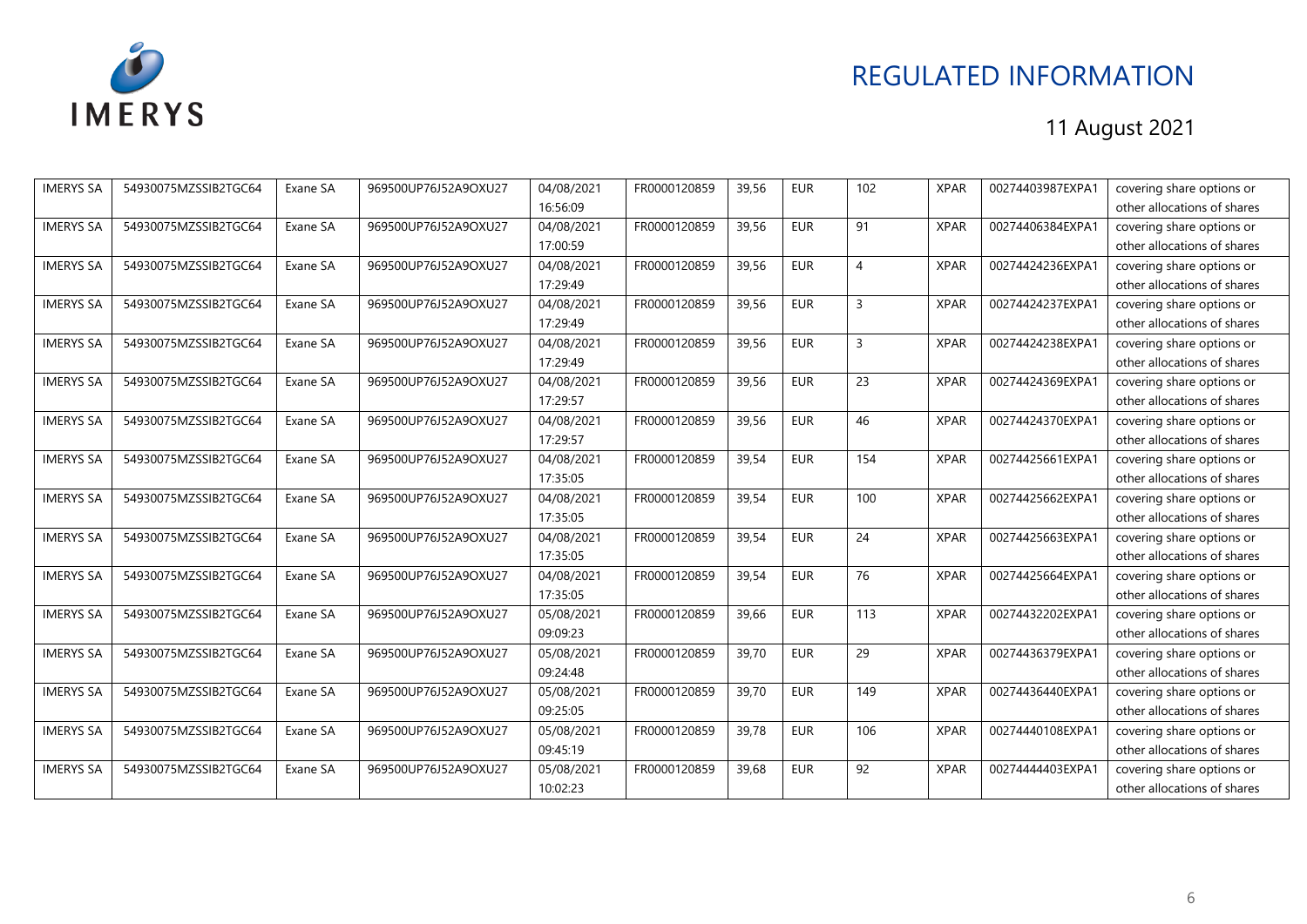| IMERYS SA | 54930075MZSSIB2TGC64 | Exane SA | 969500UP76J52A9OXU27 | 04/08/2021 16:56:09 | FR0000120859 | 39,56 | EUR | 102 | XPAR | 00274403987EXPA1 | covering share options or other allocations of shares |
|---|---|---|---|---|---|---|---|---|---|---|---|
| IMERYS SA | 54930075MZSSIB2TGC64 | Exane SA | 969500UP76J52A9OXU27 | 04/08/2021 17:00:59 | FR0000120859 | 39,56 | EUR | 91 | XPAR | 00274406384EXPA1 | covering share options or other allocations of shares |
| IMERYS SA | 54930075MZSSIB2TGC64 | Exane SA | 969500UP76J52A9OXU27 | 04/08/2021 17:29:49 | FR0000120859 | 39,56 | EUR | 4 | XPAR | 00274424236EXPA1 | covering share options or other allocations of shares |
| IMERYS SA | 54930075MZSSIB2TGC64 | Exane SA | 969500UP76J52A9OXU27 | 04/08/2021 17:29:49 | FR0000120859 | 39,56 | EUR | 3 | XPAR | 00274424237EXPA1 | covering share options or other allocations of shares |
| IMERYS SA | 54930075MZSSIB2TGC64 | Exane SA | 969500UP76J52A9OXU27 | 04/08/2021 17:29:49 | FR0000120859 | 39,56 | EUR | 3 | XPAR | 00274424238EXPA1 | covering share options or other allocations of shares |
| IMERYS SA | 54930075MZSSIB2TGC64 | Exane SA | 969500UP76J52A9OXU27 | 04/08/2021 17:29:57 | FR0000120859 | 39,56 | EUR | 23 | XPAR | 00274424369EXPA1 | covering share options or other allocations of shares |
| IMERYS SA | 54930075MZSSIB2TGC64 | Exane SA | 969500UP76J52A9OXU27 | 04/08/2021 17:29:57 | FR0000120859 | 39,56 | EUR | 46 | XPAR | 00274424370EXPA1 | covering share options or other allocations of shares |
| IMERYS SA | 54930075MZSSIB2TGC64 | Exane SA | 969500UP76J52A9OXU27 | 04/08/2021 17:35:05 | FR0000120859 | 39,54 | EUR | 154 | XPAR | 00274425661EXPA1 | covering share options or other allocations of shares |
| IMERYS SA | 54930075MZSSIB2TGC64 | Exane SA | 969500UP76J52A9OXU27 | 04/08/2021 17:35:05 | FR0000120859 | 39,54 | EUR | 100 | XPAR | 00274425662EXPA1 | covering share options or other allocations of shares |
| IMERYS SA | 54930075MZSSIB2TGC64 | Exane SA | 969500UP76J52A9OXU27 | 04/08/2021 17:35:05 | FR0000120859 | 39,54 | EUR | 24 | XPAR | 00274425663EXPA1 | covering share options or other allocations of shares |
| IMERYS SA | 54930075MZSSIB2TGC64 | Exane SA | 969500UP76J52A9OXU27 | 04/08/2021 17:35:05 | FR0000120859 | 39,54 | EUR | 76 | XPAR | 00274425664EXPA1 | covering share options or other allocations of shares |
| IMERYS SA | 54930075MZSSIB2TGC64 | Exane SA | 969500UP76J52A9OXU27 | 05/08/2021 09:09:23 | FR0000120859 | 39,66 | EUR | 113 | XPAR | 00274432202EXPA1 | covering share options or other allocations of shares |
| IMERYS SA | 54930075MZSSIB2TGC64 | Exane SA | 969500UP76J52A9OXU27 | 05/08/2021 09:24:48 | FR0000120859 | 39,70 | EUR | 29 | XPAR | 00274436379EXPA1 | covering share options or other allocations of shares |
| IMERYS SA | 54930075MZSSIB2TGC64 | Exane SA | 969500UP76J52A9OXU27 | 05/08/2021 09:25:05 | FR0000120859 | 39,70 | EUR | 149 | XPAR | 00274436440EXPA1 | covering share options or other allocations of shares |
| IMERYS SA | 54930075MZSSIB2TGC64 | Exane SA | 969500UP76J52A9OXU27 | 05/08/2021 09:45:19 | FR0000120859 | 39,78 | EUR | 106 | XPAR | 00274440108EXPA1 | covering share options or other allocations of shares |
| IMERYS SA | 54930075MZSSIB2TGC64 | Exane SA | 969500UP76J52A9OXU27 | 05/08/2021 10:02:23 | FR0000120859 | 39,68 | EUR | 92 | XPAR | 00274444403EXPA1 | covering share options or other allocations of shares |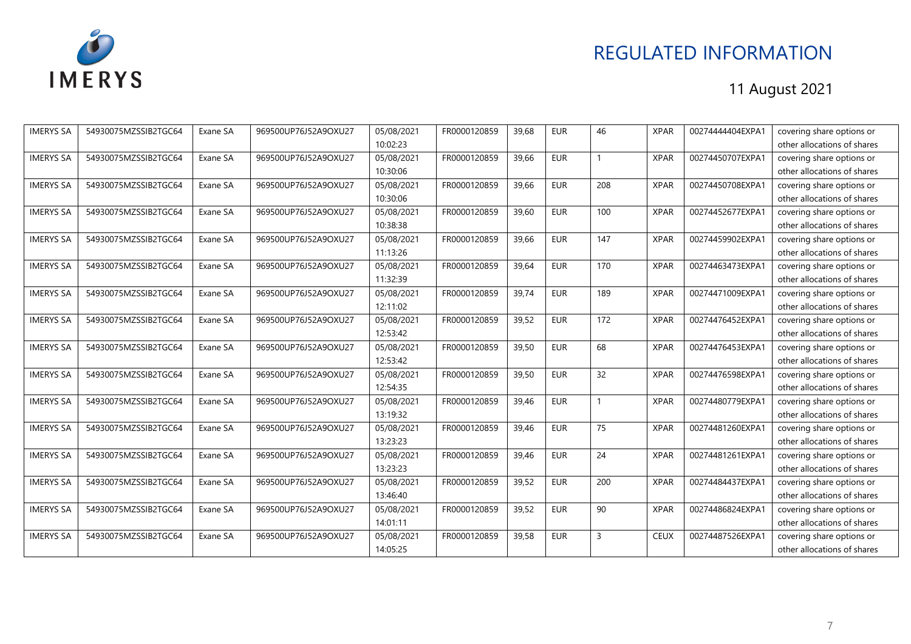REGULATED INFORMATION

11 August 2021

| IMERYS SA | 54930075MZSSIB2TGC64 | Exane SA | 969500UP76J52A9OXU27 | 05/08/2021 10:02:23 | FR0000120859 | 39,68 | EUR | 46 | XPAR | 00274444404EXPA1 | covering share options or other allocations of shares |
|---|---|---|---|---|---|---|---|---|---|---|---|
| IMERYS SA | 54930075MZSSIB2TGC64 | Exane SA | 969500UP76J52A9OXU27 | 05/08/2021 10:30:06 | FR0000120859 | 39,66 | EUR | 1 | XPAR | 00274450707EXPA1 | covering share options or other allocations of shares |
| IMERYS SA | 54930075MZSSIB2TGC64 | Exane SA | 969500UP76J52A9OXU27 | 05/08/2021 10:30:06 | FR0000120859 | 39,66 | EUR | 208 | XPAR | 00274450708EXPA1 | covering share options or other allocations of shares |
| IMERYS SA | 54930075MZSSIB2TGC64 | Exane SA | 969500UP76J52A9OXU27 | 05/08/2021 10:38:38 | FR0000120859 | 39,60 | EUR | 100 | XPAR | 00274452677EXPA1 | covering share options or other allocations of shares |
| IMERYS SA | 54930075MZSSIB2TGC64 | Exane SA | 969500UP76J52A9OXU27 | 05/08/2021 11:13:26 | FR0000120859 | 39,66 | EUR | 147 | XPAR | 00274459902EXPA1 | covering share options or other allocations of shares |
| IMERYS SA | 54930075MZSSIB2TGC64 | Exane SA | 969500UP76J52A9OXU27 | 05/08/2021 11:32:39 | FR0000120859 | 39,64 | EUR | 170 | XPAR | 00274463473EXPA1 | covering share options or other allocations of shares |
| IMERYS SA | 54930075MZSSIB2TGC64 | Exane SA | 969500UP76J52A9OXU27 | 05/08/2021 12:11:02 | FR0000120859 | 39,74 | EUR | 189 | XPAR | 00274471009EXPA1 | covering share options or other allocations of shares |
| IMERYS SA | 54930075MZSSIB2TGC64 | Exane SA | 969500UP76J52A9OXU27 | 05/08/2021 12:53:42 | FR0000120859 | 39,52 | EUR | 172 | XPAR | 00274476452EXPA1 | covering share options or other allocations of shares |
| IMERYS SA | 54930075MZSSIB2TGC64 | Exane SA | 969500UP76J52A9OXU27 | 05/08/2021 12:53:42 | FR0000120859 | 39,50 | EUR | 68 | XPAR | 00274476453EXPA1 | covering share options or other allocations of shares |
| IMERYS SA | 54930075MZSSIB2TGC64 | Exane SA | 969500UP76J52A9OXU27 | 05/08/2021 12:54:35 | FR0000120859 | 39,50 | EUR | 32 | XPAR | 00274476598EXPA1 | covering share options or other allocations of shares |
| IMERYS SA | 54930075MZSSIB2TGC64 | Exane SA | 969500UP76J52A9OXU27 | 05/08/2021 13:19:32 | FR0000120859 | 39,46 | EUR | 1 | XPAR | 00274480779EXPA1 | covering share options or other allocations of shares |
| IMERYS SA | 54930075MZSSIB2TGC64 | Exane SA | 969500UP76J52A9OXU27 | 05/08/2021 13:23:23 | FR0000120859 | 39,46 | EUR | 75 | XPAR | 00274481260EXPA1 | covering share options or other allocations of shares |
| IMERYS SA | 54930075MZSSIB2TGC64 | Exane SA | 969500UP76J52A9OXU27 | 05/08/2021 13:23:23 | FR0000120859 | 39,46 | EUR | 24 | XPAR | 00274481261EXPA1 | covering share options or other allocations of shares |
| IMERYS SA | 54930075MZSSIB2TGC64 | Exane SA | 969500UP76J52A9OXU27 | 05/08/2021 13:46:40 | FR0000120859 | 39,52 | EUR | 200 | XPAR | 00274484437EXPA1 | covering share options or other allocations of shares |
| IMERYS SA | 54930075MZSSIB2TGC64 | Exane SA | 969500UP76J52A9OXU27 | 05/08/2021 14:01:11 | FR0000120859 | 39,52 | EUR | 90 | XPAR | 00274486824EXPA1 | covering share options or other allocations of shares |
| IMERYS SA | 54930075MZSSIB2TGC64 | Exane SA | 969500UP76J52A9OXU27 | 05/08/2021 14:05:25 | FR0000120859 | 39,58 | EUR | 3 | CEUX | 00274487526EXPA1 | covering share options or other allocations of shares |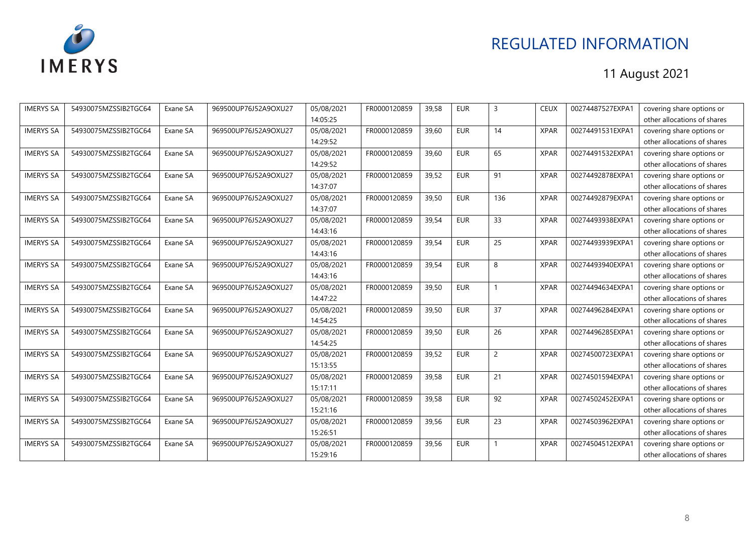REGULATED INFORMATION

11 August 2021

| IMERYS SA | 54930075MZSSIB2TGC64 | Exane SA | 969500UP76J52A9OXU27 | 05/08/2021 14:05:25 | FR0000120859 | 39,58 | EUR | 3 | CEUX | 00274487527EXPA1 | covering share options or other allocations of shares |
|---|---|---|---|---|---|---|---|---|---|---|---|
| IMERYS SA | 54930075MZSSIB2TGC64 | Exane SA | 969500UP76J52A9OXU27 | 05/08/2021 14:29:52 | FR0000120859 | 39,60 | EUR | 14 | XPAR | 00274491531EXPA1 | covering share options or other allocations of shares |
| IMERYS SA | 54930075MZSSIB2TGC64 | Exane SA | 969500UP76J52A9OXU27 | 05/08/2021 14:29:52 | FR0000120859 | 39,60 | EUR | 65 | XPAR | 00274491532EXPA1 | covering share options or other allocations of shares |
| IMERYS SA | 54930075MZSSIB2TGC64 | Exane SA | 969500UP76J52A9OXU27 | 05/08/2021 14:37:07 | FR0000120859 | 39,52 | EUR | 91 | XPAR | 00274492878EXPA1 | covering share options or other allocations of shares |
| IMERYS SA | 54930075MZSSIB2TGC64 | Exane SA | 969500UP76J52A9OXU27 | 05/08/2021 14:37:07 | FR0000120859 | 39,50 | EUR | 136 | XPAR | 00274492879EXPA1 | covering share options or other allocations of shares |
| IMERYS SA | 54930075MZSSIB2TGC64 | Exane SA | 969500UP76J52A9OXU27 | 05/08/2021 14:43:16 | FR0000120859 | 39,54 | EUR | 33 | XPAR | 00274493938EXPA1 | covering share options or other allocations of shares |
| IMERYS SA | 54930075MZSSIB2TGC64 | Exane SA | 969500UP76J52A9OXU27 | 05/08/2021 14:43:16 | FR0000120859 | 39,54 | EUR | 25 | XPAR | 00274493939EXPA1 | covering share options or other allocations of shares |
| IMERYS SA | 54930075MZSSIB2TGC64 | Exane SA | 969500UP76J52A9OXU27 | 05/08/2021 14:43:16 | FR0000120859 | 39,54 | EUR | 8 | XPAR | 00274493940EXPA1 | covering share options or other allocations of shares |
| IMERYS SA | 54930075MZSSIB2TGC64 | Exane SA | 969500UP76J52A9OXU27 | 05/08/2021 14:47:22 | FR0000120859 | 39,50 | EUR | 1 | XPAR | 00274494634EXPA1 | covering share options or other allocations of shares |
| IMERYS SA | 54930075MZSSIB2TGC64 | Exane SA | 969500UP76J52A9OXU27 | 05/08/2021 14:54:25 | FR0000120859 | 39,50 | EUR | 37 | XPAR | 00274496284EXPA1 | covering share options or other allocations of shares |
| IMERYS SA | 54930075MZSSIB2TGC64 | Exane SA | 969500UP76J52A9OXU27 | 05/08/2021 14:54:25 | FR0000120859 | 39,50 | EUR | 26 | XPAR | 00274496285EXPA1 | covering share options or other allocations of shares |
| IMERYS SA | 54930075MZSSIB2TGC64 | Exane SA | 969500UP76J52A9OXU27 | 05/08/2021 15:13:55 | FR0000120859 | 39,52 | EUR | 2 | XPAR | 00274500723EXPA1 | covering share options or other allocations of shares |
| IMERYS SA | 54930075MZSSIB2TGC64 | Exane SA | 969500UP76J52A9OXU27 | 05/08/2021 15:17:11 | FR0000120859 | 39,58 | EUR | 21 | XPAR | 00274501594EXPA1 | covering share options or other allocations of shares |
| IMERYS SA | 54930075MZSSIB2TGC64 | Exane SA | 969500UP76J52A9OXU27 | 05/08/2021 15:21:16 | FR0000120859 | 39,58 | EUR | 92 | XPAR | 00274502452EXPA1 | covering share options or other allocations of shares |
| IMERYS SA | 54930075MZSSIB2TGC64 | Exane SA | 969500UP76J52A9OXU27 | 05/08/2021 15:26:51 | FR0000120859 | 39,56 | EUR | 23 | XPAR | 00274503962EXPA1 | covering share options or other allocations of shares |
| IMERYS SA | 54930075MZSSIB2TGC64 | Exane SA | 969500UP76J52A9OXU27 | 05/08/2021 15:29:16 | FR0000120859 | 39,56 | EUR | 1 | XPAR | 00274504512EXPA1 | covering share options or other allocations of shares |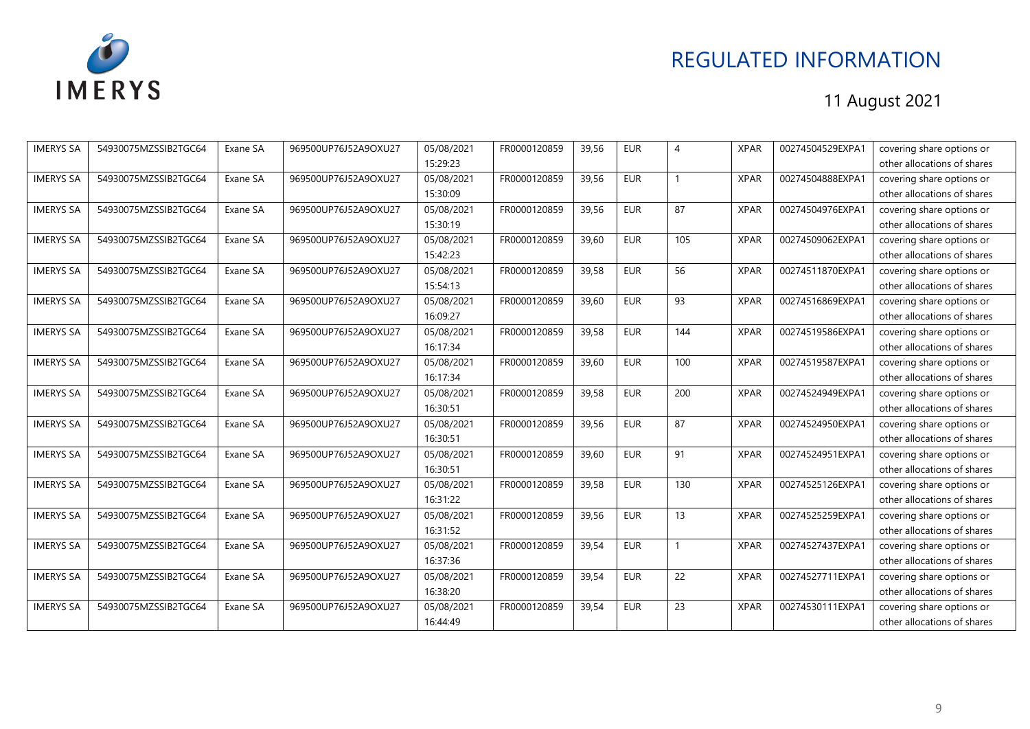| IMERYS SA | 54930075MZSSIB2TGC64 | Exane SA | 969500UP76J52A9OXU27 | 05/08/2021 15:29:23 | FR0000120859 | 39,56 | EUR | 4 | XPAR | 00274504529EXPA1 | covering share options or other allocations of shares |
|---|---|---|---|---|---|---|---|---|---|---|---|
| IMERYS SA | 54930075MZSSIB2TGC64 | Exane SA | 969500UP76J52A9OXU27 | 05/08/2021 15:30:09 | FR0000120859 | 39,56 | EUR | 1 | XPAR | 00274504888EXPA1 | covering share options or other allocations of shares |
| IMERYS SA | 54930075MZSSIB2TGC64 | Exane SA | 969500UP76J52A9OXU27 | 05/08/2021 15:30:19 | FR0000120859 | 39,56 | EUR | 87 | XPAR | 00274504976EXPA1 | covering share options or other allocations of shares |
| IMERYS SA | 54930075MZSSIB2TGC64 | Exane SA | 969500UP76J52A9OXU27 | 05/08/2021 15:42:23 | FR0000120859 | 39,60 | EUR | 105 | XPAR | 00274509062EXPA1 | covering share options or other allocations of shares |
| IMERYS SA | 54930075MZSSIB2TGC64 | Exane SA | 969500UP76J52A9OXU27 | 05/08/2021 15:54:13 | FR0000120859 | 39,58 | EUR | 56 | XPAR | 00274511870EXPA1 | covering share options or other allocations of shares |
| IMERYS SA | 54930075MZSSIB2TGC64 | Exane SA | 969500UP76J52A9OXU27 | 05/08/2021 16:09:27 | FR0000120859 | 39,60 | EUR | 93 | XPAR | 00274516869EXPA1 | covering share options or other allocations of shares |
| IMERYS SA | 54930075MZSSIB2TGC64 | Exane SA | 969500UP76J52A9OXU27 | 05/08/2021 16:17:34 | FR0000120859 | 39,58 | EUR | 144 | XPAR | 00274519586EXPA1 | covering share options or other allocations of shares |
| IMERYS SA | 54930075MZSSIB2TGC64 | Exane SA | 969500UP76J52A9OXU27 | 05/08/2021 16:17:34 | FR0000120859 | 39,60 | EUR | 100 | XPAR | 00274519587EXPA1 | covering share options or other allocations of shares |
| IMERYS SA | 54930075MZSSIB2TGC64 | Exane SA | 969500UP76J52A9OXU27 | 05/08/2021 16:30:51 | FR0000120859 | 39,58 | EUR | 200 | XPAR | 00274524949EXPA1 | covering share options or other allocations of shares |
| IMERYS SA | 54930075MZSSIB2TGC64 | Exane SA | 969500UP76J52A9OXU27 | 05/08/2021 16:30:51 | FR0000120859 | 39,56 | EUR | 87 | XPAR | 00274524950EXPA1 | covering share options or other allocations of shares |
| IMERYS SA | 54930075MZSSIB2TGC64 | Exane SA | 969500UP76J52A9OXU27 | 05/08/2021 16:30:51 | FR0000120859 | 39,60 | EUR | 91 | XPAR | 00274524951EXPA1 | covering share options or other allocations of shares |
| IMERYS SA | 54930075MZSSIB2TGC64 | Exane SA | 969500UP76J52A9OXU27 | 05/08/2021 16:31:22 | FR0000120859 | 39,58 | EUR | 130 | XPAR | 00274525126EXPA1 | covering share options or other allocations of shares |
| IMERYS SA | 54930075MZSSIB2TGC64 | Exane SA | 969500UP76J52A9OXU27 | 05/08/2021 16:31:52 | FR0000120859 | 39,56 | EUR | 13 | XPAR | 00274525259EXPA1 | covering share options or other allocations of shares |
| IMERYS SA | 54930075MZSSIB2TGC64 | Exane SA | 969500UP76J52A9OXU27 | 05/08/2021 16:37:36 | FR0000120859 | 39,54 | EUR | 1 | XPAR | 00274527437EXPA1 | covering share options or other allocations of shares |
| IMERYS SA | 54930075MZSSIB2TGC64 | Exane SA | 969500UP76J52A9OXU27 | 05/08/2021 16:38:20 | FR0000120859 | 39,54 | EUR | 22 | XPAR | 00274527711EXPA1 | covering share options or other allocations of shares |
| IMERYS SA | 54930075MZSSIB2TGC64 | Exane SA | 969500UP76J52A9OXU27 | 05/08/2021 16:44:49 | FR0000120859 | 39,54 | EUR | 23 | XPAR | 00274530111EXPA1 | covering share options or other allocations of shares |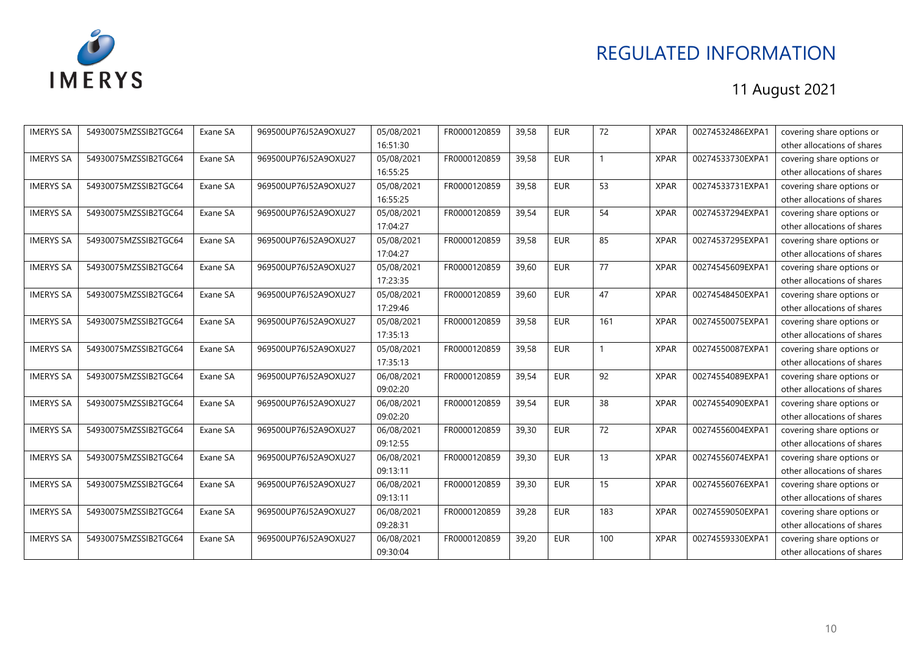# REGULATED INFORMATION

11 August 2021

| | | | | | | | | | | | |
|---|---|---|---|---|---|---|---|---|---|---|---|
| IMERYS SA | 54930075MZSSIB2TGC64 | Exane SA | 969500UP76J52A9OXU27 | 05/08/2021 16:51:30 | FR0000120859 | 39,58 | EUR | 72 | XPAR | 00274532486EXPA1 | covering share options or other allocations of shares |
| IMERYS SA | 54930075MZSSIB2TGC64 | Exane SA | 969500UP76J52A9OXU27 | 05/08/2021 16:55:25 | FR0000120859 | 39,58 | EUR | 1 | XPAR | 00274533730EXPA1 | covering share options or other allocations of shares |
| IMERYS SA | 54930075MZSSIB2TGC64 | Exane SA | 969500UP76J52A9OXU27 | 05/08/2021 16:55:25 | FR0000120859 | 39,58 | EUR | 53 | XPAR | 00274533731EXPA1 | covering share options or other allocations of shares |
| IMERYS SA | 54930075MZSSIB2TGC64 | Exane SA | 969500UP76J52A9OXU27 | 05/08/2021 17:04:27 | FR0000120859 | 39,54 | EUR | 54 | XPAR | 00274537294EXPA1 | covering share options or other allocations of shares |
| IMERYS SA | 54930075MZSSIB2TGC64 | Exane SA | 969500UP76J52A9OXU27 | 05/08/2021 17:04:27 | FR0000120859 | 39,58 | EUR | 85 | XPAR | 00274537295EXPA1 | covering share options or other allocations of shares |
| IMERYS SA | 54930075MZSSIB2TGC64 | Exane SA | 969500UP76J52A9OXU27 | 05/08/2021 17:23:35 | FR0000120859 | 39,60 | EUR | 77 | XPAR | 00274545609EXPA1 | covering share options or other allocations of shares |
| IMERYS SA | 54930075MZSSIB2TGC64 | Exane SA | 969500UP76J52A9OXU27 | 05/08/2021 17:29:46 | FR0000120859 | 39,60 | EUR | 47 | XPAR | 00274548450EXPA1 | covering share options or other allocations of shares |
| IMERYS SA | 54930075MZSSIB2TGC64 | Exane SA | 969500UP76J52A9OXU27 | 05/08/2021 17:35:13 | FR0000120859 | 39,58 | EUR | 161 | XPAR | 00274550075EXPA1 | covering share options or other allocations of shares |
| IMERYS SA | 54930075MZSSIB2TGC64 | Exane SA | 969500UP76J52A9OXU27 | 05/08/2021 17:35:13 | FR0000120859 | 39,58 | EUR | 1 | XPAR | 00274550087EXPA1 | covering share options or other allocations of shares |
| IMERYS SA | 54930075MZSSIB2TGC64 | Exane SA | 969500UP76J52A9OXU27 | 06/08/2021 09:02:20 | FR0000120859 | 39,54 | EUR | 92 | XPAR | 00274554089EXPA1 | covering share options or other allocations of shares |
| IMERYS SA | 54930075MZSSIB2TGC64 | Exane SA | 969500UP76J52A9OXU27 | 06/08/2021 09:02:20 | FR0000120859 | 39,54 | EUR | 38 | XPAR | 00274554090EXPA1 | covering share options or other allocations of shares |
| IMERYS SA | 54930075MZSSIB2TGC64 | Exane SA | 969500UP76J52A9OXU27 | 06/08/2021 09:12:55 | FR0000120859 | 39,30 | EUR | 72 | XPAR | 00274556004EXPA1 | covering share options or other allocations of shares |
| IMERYS SA | 54930075MZSSIB2TGC64 | Exane SA | 969500UP76J52A9OXU27 | 06/08/2021 09:13:11 | FR0000120859 | 39,30 | EUR | 13 | XPAR | 00274556074EXPA1 | covering share options or other allocations of shares |
| IMERYS SA | 54930075MZSSIB2TGC64 | Exane SA | 969500UP76J52A9OXU27 | 06/08/2021 09:13:11 | FR0000120859 | 39,30 | EUR | 15 | XPAR | 00274556076EXPA1 | covering share options or other allocations of shares |
| IMERYS SA | 54930075MZSSIB2TGC64 | Exane SA | 969500UP76J52A9OXU27 | 06/08/2021 09:28:31 | FR0000120859 | 39,28 | EUR | 183 | XPAR | 00274559050EXPA1 | covering share options or other allocations of shares |
| IMERYS SA | 54930075MZSSIB2TGC64 | Exane SA | 969500UP76J52A9OXU27 | 06/08/2021 09:30:04 | FR0000120859 | 39,20 | EUR | 100 | XPAR | 00274559330EXPA1 | covering share options or other allocations of shares |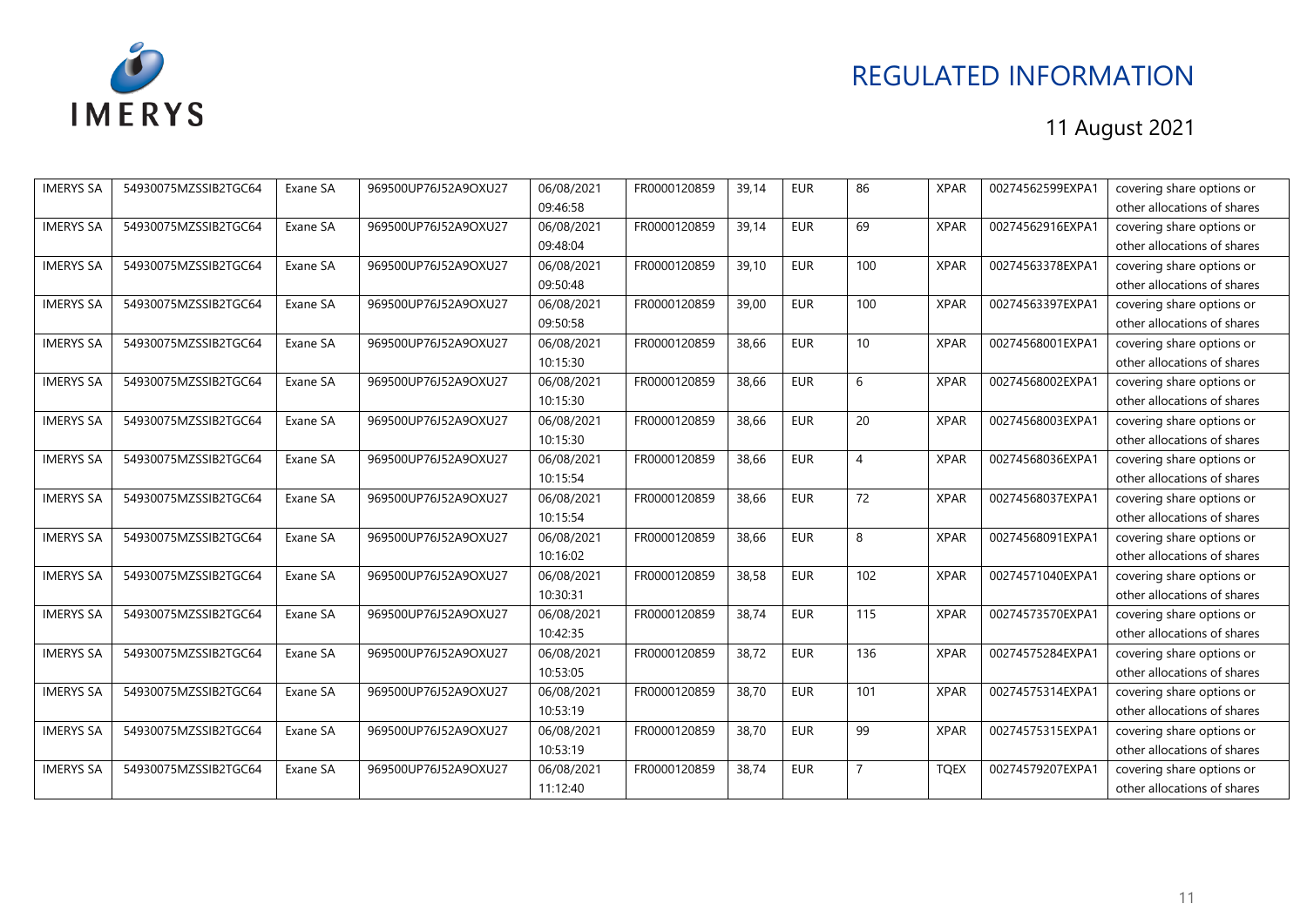# REGULATED INFORMATION

11 August 2021

| IMERYS SA | 54930075MZSSIB2TGC64 | Exane SA | 969500UP76J52A9OXU27 | 06/08/2021 09:46:58 | FR0000120859 | 39,14 | EUR | 86 | XPAR | 00274562599EXPA1 | covering share options or other allocations of shares |
|---|---|---|---|---|---|---|---|---|---|---|---|
| IMERYS SA | 54930075MZSSIB2TGC64 | Exane SA | 969500UP76J52A9OXU27 | 06/08/2021 09:48:04 | FR0000120859 | 39,14 | EUR | 69 | XPAR | 00274562916EXPA1 | covering share options or other allocations of shares |
| IMERYS SA | 54930075MZSSIB2TGC64 | Exane SA | 969500UP76J52A9OXU27 | 06/08/2021 09:50:48 | FR0000120859 | 39,10 | EUR | 100 | XPAR | 00274563378EXPA1 | covering share options or other allocations of shares |
| IMERYS SA | 54930075MZSSIB2TGC64 | Exane SA | 969500UP76J52A9OXU27 | 06/08/2021 09:50:58 | FR0000120859 | 39,00 | EUR | 100 | XPAR | 00274563397EXPA1 | covering share options or other allocations of shares |
| IMERYS SA | 54930075MZSSIB2TGC64 | Exane SA | 969500UP76J52A9OXU27 | 06/08/2021 10:15:30 | FR0000120859 | 38,66 | EUR | 10 | XPAR | 00274568001EXPA1 | covering share options or other allocations of shares |
| IMERYS SA | 54930075MZSSIB2TGC64 | Exane SA | 969500UP76J52A9OXU27 | 06/08/2021 10:15:30 | FR0000120859 | 38,66 | EUR | 6 | XPAR | 00274568002EXPA1 | covering share options or other allocations of shares |
| IMERYS SA | 54930075MZSSIB2TGC64 | Exane SA | 969500UP76J52A9OXU27 | 06/08/2021 10:15:30 | FR0000120859 | 38,66 | EUR | 20 | XPAR | 00274568003EXPA1 | covering share options or other allocations of shares |
| IMERYS SA | 54930075MZSSIB2TGC64 | Exane SA | 969500UP76J52A9OXU27 | 06/08/2021 10:15:54 | FR0000120859 | 38,66 | EUR | 4 | XPAR | 00274568036EXPA1 | covering share options or other allocations of shares |
| IMERYS SA | 54930075MZSSIB2TGC64 | Exane SA | 969500UP76J52A9OXU27 | 06/08/2021 10:15:54 | FR0000120859 | 38,66 | EUR | 72 | XPAR | 00274568037EXPA1 | covering share options or other allocations of shares |
| IMERYS SA | 54930075MZSSIB2TGC64 | Exane SA | 969500UP76J52A9OXU27 | 06/08/2021 10:16:02 | FR0000120859 | 38,66 | EUR | 8 | XPAR | 00274568091EXPA1 | covering share options or other allocations of shares |
| IMERYS SA | 54930075MZSSIB2TGC64 | Exane SA | 969500UP76J52A9OXU27 | 06/08/2021 10:30:31 | FR0000120859 | 38,58 | EUR | 102 | XPAR | 00274571040EXPA1 | covering share options or other allocations of shares |
| IMERYS SA | 54930075MZSSIB2TGC64 | Exane SA | 969500UP76J52A9OXU27 | 06/08/2021 10:42:35 | FR0000120859 | 38,74 | EUR | 115 | XPAR | 00274573570EXPA1 | covering share options or other allocations of shares |
| IMERYS SA | 54930075MZSSIB2TGC64 | Exane SA | 969500UP76J52A9OXU27 | 06/08/2021 10:53:05 | FR0000120859 | 38,72 | EUR | 136 | XPAR | 00274575284EXPA1 | covering share options or other allocations of shares |
| IMERYS SA | 54930075MZSSIB2TGC64 | Exane SA | 969500UP76J52A9OXU27 | 06/08/2021 10:53:19 | FR0000120859 | 38,70 | EUR | 101 | XPAR | 00274575314EXPA1 | covering share options or other allocations of shares |
| IMERYS SA | 54930075MZSSIB2TGC64 | Exane SA | 969500UP76J52A9OXU27 | 06/08/2021 10:53:19 | FR0000120859 | 38,70 | EUR | 99 | XPAR | 00274575315EXPA1 | covering share options or other allocations of shares |
| IMERYS SA | 54930075MZSSIB2TGC64 | Exane SA | 969500UP76J52A9OXU27 | 06/08/2021 11:12:40 | FR0000120859 | 38,74 | EUR | 7 | TQEX | 00274579207EXPA1 | covering share options or other allocations of shares |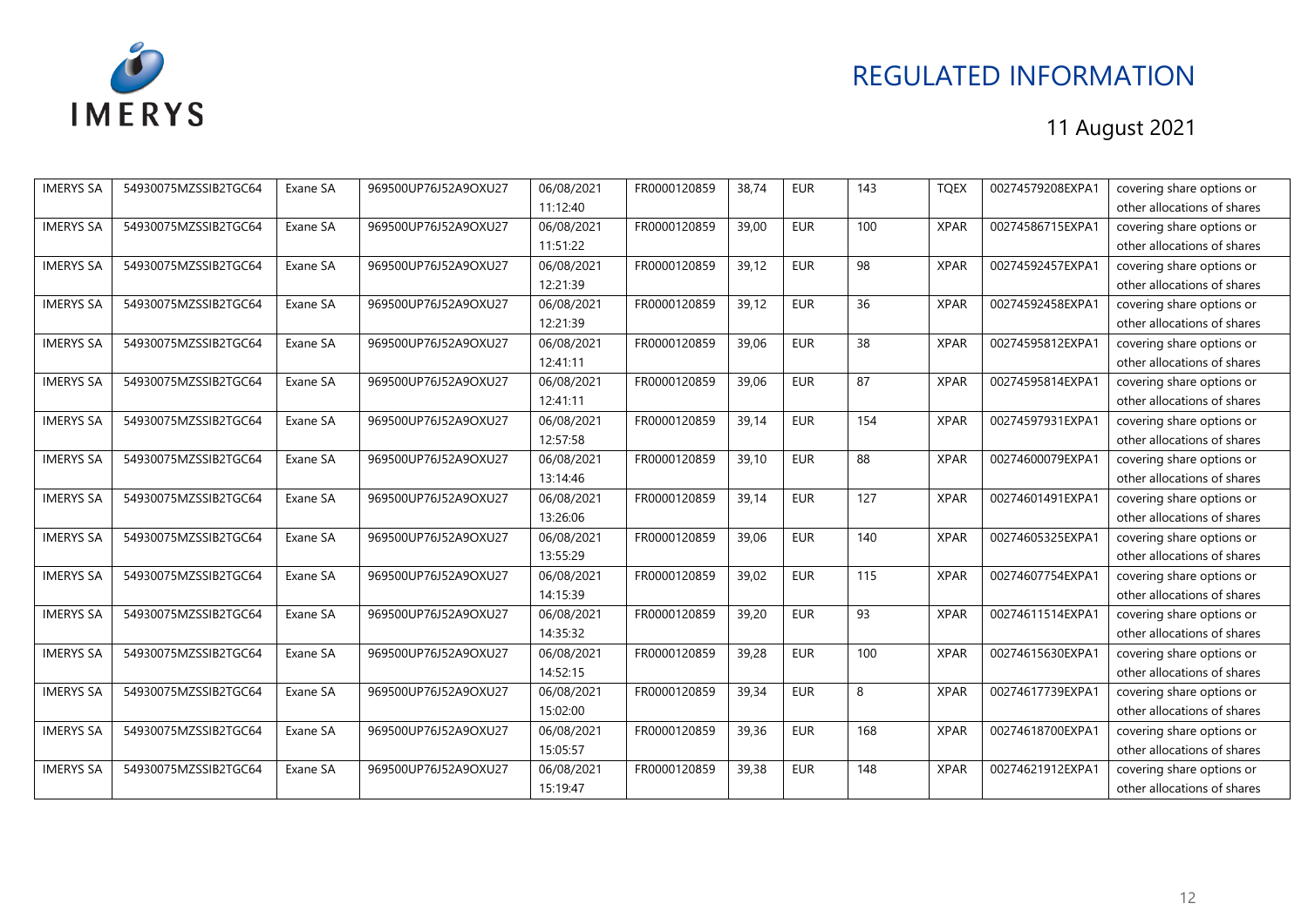| IMERYS SA | 54930075MZSSIB2TGC64 | Exane SA | 969500UP76J52A9OXU27 | 06/08/2021 11:12:40 | FR0000120859 | 38,74 | EUR | 143 | TQEX | 00274579208EXPA1 | covering share options or other allocations of shares |
|---|---|---|---|---|---|---|---|---|---|---|---|
| IMERYS SA | 54930075MZSSIB2TGC64 | Exane SA | 969500UP76J52A9OXU27 | 06/08/2021 11:51:22 | FR0000120859 | 39,00 | EUR | 100 | XPAR | 00274586715EXPA1 | covering share options or other allocations of shares |
| IMERYS SA | 54930075MZSSIB2TGC64 | Exane SA | 969500UP76J52A9OXU27 | 06/08/2021 12:21:39 | FR0000120859 | 39,12 | EUR | 98 | XPAR | 00274592457EXPA1 | covering share options or other allocations of shares |
| IMERYS SA | 54930075MZSSIB2TGC64 | Exane SA | 969500UP76J52A9OXU27 | 06/08/2021 12:21:39 | FR0000120859 | 39,12 | EUR | 36 | XPAR | 00274592458EXPA1 | covering share options or other allocations of shares |
| IMERYS SA | 54930075MZSSIB2TGC64 | Exane SA | 969500UP76J52A9OXU27 | 06/08/2021 12:41:11 | FR0000120859 | 39,06 | EUR | 38 | XPAR | 00274595812EXPA1 | covering share options or other allocations of shares |
| IMERYS SA | 54930075MZSSIB2TGC64 | Exane SA | 969500UP76J52A9OXU27 | 06/08/2021 12:41:11 | FR0000120859 | 39,06 | EUR | 87 | XPAR | 00274595814EXPA1 | covering share options or other allocations of shares |
| IMERYS SA | 54930075MZSSIB2TGC64 | Exane SA | 969500UP76J52A9OXU27 | 06/08/2021 12:57:58 | FR0000120859 | 39,14 | EUR | 154 | XPAR | 00274597931EXPA1 | covering share options or other allocations of shares |
| IMERYS SA | 54930075MZSSIB2TGC64 | Exane SA | 969500UP76J52A9OXU27 | 06/08/2021 13:14:46 | FR0000120859 | 39,10 | EUR | 88 | XPAR | 00274600079EXPA1 | covering share options or other allocations of shares |
| IMERYS SA | 54930075MZSSIB2TGC64 | Exane SA | 969500UP76J52A9OXU27 | 06/08/2021 13:26:06 | FR0000120859 | 39,14 | EUR | 127 | XPAR | 00274601491EXPA1 | covering share options or other allocations of shares |
| IMERYS SA | 54930075MZSSIB2TGC64 | Exane SA | 969500UP76J52A9OXU27 | 06/08/2021 13:55:29 | FR0000120859 | 39,06 | EUR | 140 | XPAR | 00274605325EXPA1 | covering share options or other allocations of shares |
| IMERYS SA | 54930075MZSSIB2TGC64 | Exane SA | 969500UP76J52A9OXU27 | 06/08/2021 14:15:39 | FR0000120859 | 39,02 | EUR | 115 | XPAR | 00274607754EXPA1 | covering share options or other allocations of shares |
| IMERYS SA | 54930075MZSSIB2TGC64 | Exane SA | 969500UP76J52A9OXU27 | 06/08/2021 14:35:32 | FR0000120859 | 39,20 | EUR | 93 | XPAR | 00274611514EXPA1 | covering share options or other allocations of shares |
| IMERYS SA | 54930075MZSSIB2TGC64 | Exane SA | 969500UP76J52A9OXU27 | 06/08/2021 14:52:15 | FR0000120859 | 39,28 | EUR | 100 | XPAR | 00274615630EXPA1 | covering share options or other allocations of shares |
| IMERYS SA | 54930075MZSSIB2TGC64 | Exane SA | 969500UP76J52A9OXU27 | 06/08/2021 15:02:00 | FR0000120859 | 39,34 | EUR | 8 | XPAR | 00274617739EXPA1 | covering share options or other allocations of shares |
| IMERYS SA | 54930075MZSSIB2TGC64 | Exane SA | 969500UP76J52A9OXU27 | 06/08/2021 15:05:57 | FR0000120859 | 39,36 | EUR | 168 | XPAR | 00274618700EXPA1 | covering share options or other allocations of shares |
| IMERYS SA | 54930075MZSSIB2TGC64 | Exane SA | 969500UP76J52A9OXU27 | 06/08/2021 15:19:47 | FR0000120859 | 39,38 | EUR | 148 | XPAR | 00274621912EXPA1 | covering share options or other allocations of shares |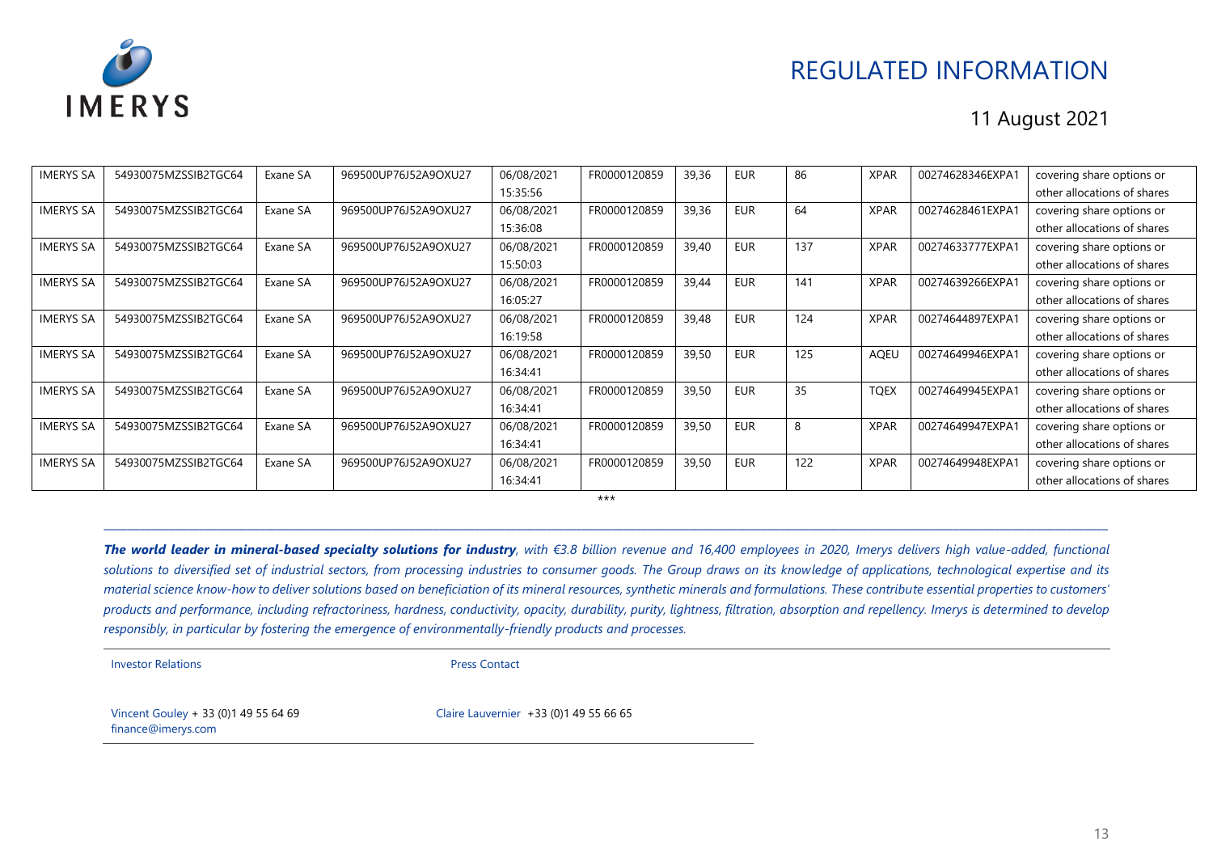| IMERYS SA | 54930075MZSSIB2TGC64 | Exane SA | 969500UP76J52A9OXU27 | 06/08/2021 15:35:56 | FR0000120859 | 39,36 | EUR | 86 | XPAR | 00274628346EXPA1 | covering share options or other allocations of shares |
|---|---|---|---|---|---|---|---|---|---|---|---|
| IMERYS SA | 54930075MZSSIB2TGC64 | Exane SA | 969500UP76J52A9OXU27 | 06/08/2021 15:36:08 | FR0000120859 | 39,36 | EUR | 64 | XPAR | 00274628461EXPA1 | covering share options or other allocations of shares |
| IMERYS SA | 54930075MZSSIB2TGC64 | Exane SA | 969500UP76J52A9OXU27 | 06/08/2021 15:50:03 | FR0000120859 | 39,40 | EUR | 137 | XPAR | 00274633777EXPA1 | covering share options or other allocations of shares |
| IMERYS SA | 54930075MZSSIB2TGC64 | Exane SA | 969500UP76J52A9OXU27 | 06/08/2021 16:05:27 | FR0000120859 | 39,44 | EUR | 141 | XPAR | 00274639266EXPA1 | covering share options or other allocations of shares |
| IMERYS SA | 54930075MZSSIB2TGC64 | Exane SA | 969500UP76J52A9OXU27 | 06/08/2021 16:19:58 | FR0000120859 | 39,48 | EUR | 124 | XPAR | 00274644897EXPA1 | covering share options or other allocations of shares |
| IMERYS SA | 54930075MZSSIB2TGC64 | Exane SA | 969500UP76J52A9OXU27 | 06/08/2021 16:34:41 | FR0000120859 | 39,50 | EUR | 125 | AQEU | 00274649946EXPA1 | covering share options or other allocations of shares |
| IMERYS SA | 54930075MZSSIB2TGC64 | Exane SA | 969500UP76J52A9OXU27 | 06/08/2021 16:34:41 | FR0000120859 | 39,50 | EUR | 35 | TQEX | 00274649945EXPA1 | covering share options or other allocations of shares |
| IMERYS SA | 54930075MZSSIB2TGC64 | Exane SA | 969500UP76J52A9OXU27 | 06/08/2021 16:34:41 | FR0000120859 | 39,50 | EUR | 8 | XPAR | 00274649947EXPA1 | covering share options or other allocations of shares |
| IMERYS SA | 54930075MZSSIB2TGC64 | Exane SA | 969500UP76J52A9OXU27 | 06/08/2021 16:34:41 | FR0000120859 | 39,50 | EUR | 122 | XPAR | 00274649948EXPA1 | covering share options or other allocations of shares |

***

***The world leader in mineral-based specialty solutions for industry**, with €3.8 billion revenue and 16,400 employees in 2020, Imerys delivers high value-added, functional solutions to diversified set of industrial sectors, from processing industries to consumer goods. The Group draws on its knowledge of applications, technological expertise and its material science know-how to deliver solutions based on beneficiation of its mineral resources, synthetic minerals and formulations. These contribute essential properties to customers' products and performance, including refractoriness, hardness, conductivity, opacity, durability, purity, lightness, filtration, absorption and repellency. Imerys is determined to develop responsibly, in particular by fostering the emergence of environmentally-friendly products and processes.*

| Investor Relations | Press Contact |
|---|---|
| Vincent Gouley + 33 (0)1 49 55 64 69<br>finance@imerys.com | Claire Lauvernier +33 (0)1 49 55 66 65 |